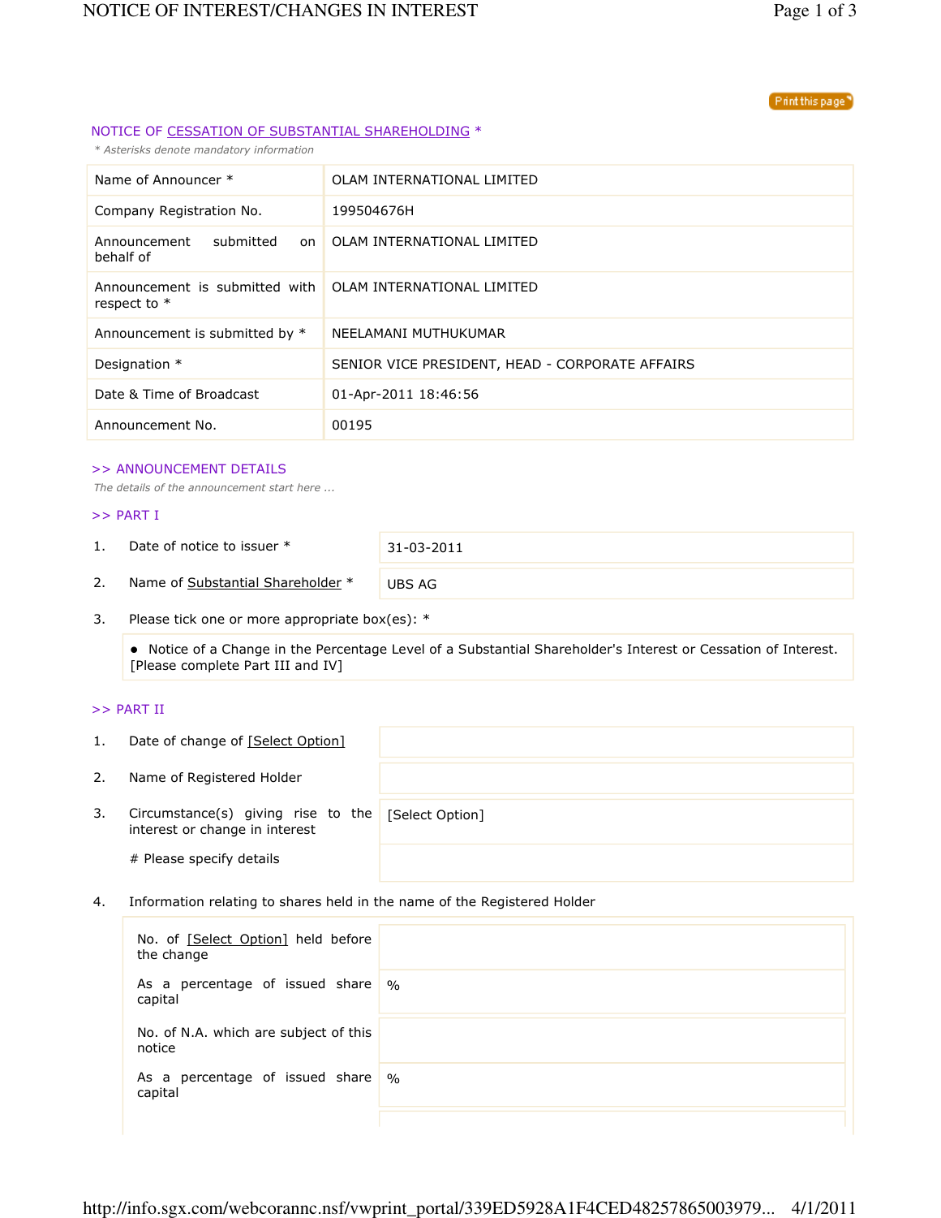NOTICE OF CESSATION OF SUBSTANTIAL SHAREHOLDING *

*\* Asterisks denote mandatory information*

| | |
|---|---|
| Name of Announcer * | OLAM INTERNATIONAL LIMITED |
| Company Registration No. | 199504676H |
| Announcement submitted on behalf of | OLAM INTERNATIONAL LIMITED |
| Announcement is submitted with respect to * | OLAM INTERNATIONAL LIMITED |
| Announcement is submitted by * | NEELAMANI MUTHUKUMAR |
| Designation * | SENIOR VICE PRESIDENT, HEAD - CORPORATE AFFAIRS |
| Date & Time of Broadcast | 01-Apr-2011 18:46:56 |
| Announcement No. | 00195 |

## >> ANNOUNCEMENT DETAILS

*The details of the announcement start here ...*

### >> PART I

| | | |
|---|---|---|
| 1. | Date of notice to issuer * | 31-03-2011 |
| 2. | Name of Substantial Shareholder * | UBS AG |
| 3. | Please tick one or more appropriate box(es): * | |

- Notice of a Change in the Percentage Level of a Substantial Shareholder's Interest or Cessation of Interest. [Please complete Part III and IV]

### >> PART II

| | | |
|---|---|---|
| 1. | Date of change of [Select Option] | |
| 2. | Name of Registered Holder | |
| 3. | Circumstance(s) giving rise to the interest or change in interest | [Select Option] |
| | # Please specify details | |

4. Information relating to shares held in the name of the Registered Holder

| | |
|---|---|
| No. of [Select Option] held before the change | |
| As a percentage of issued share capital | % |
| No. of N.A. which are subject of this notice | |
| As a percentage of issued share capital | % |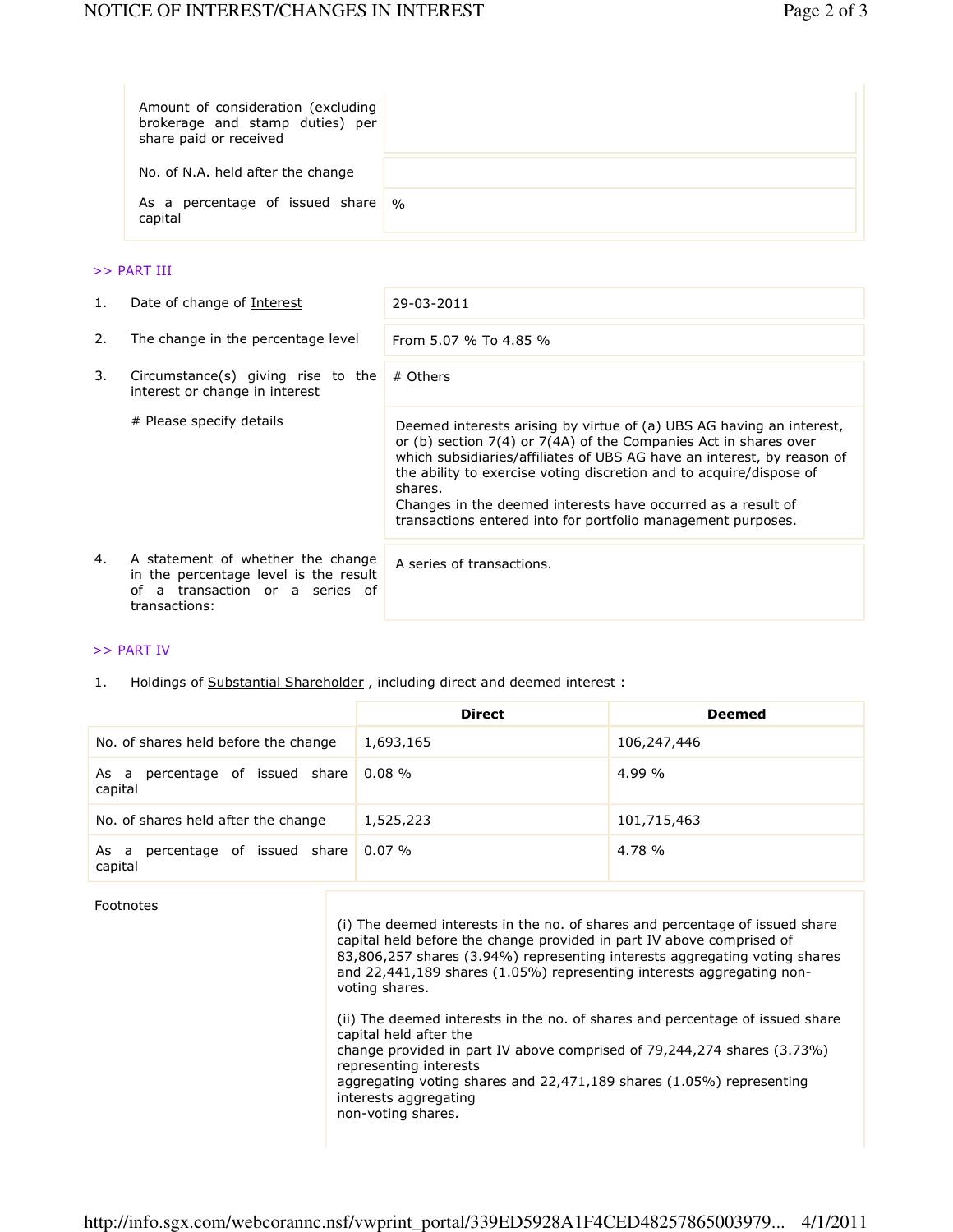| | |
|---|---|
| Amount of consideration (excluding brokerage and stamp duties) per share paid or received | |
| No. of N.A. held after the change | |
| As a percentage of issued share capital | % |

>> PART III

| | | |
|---|---|---|
| 1. | Date of change of Interest | 29-03-2011 |
| 2. | The change in the percentage level | From 5.07 % To 4.85 % |
| 3. | Circumstance(s) giving rise to the interest or change in interest | # Others |
| | # Please specify details | Deemed interests arising by virtue of (a) UBS AG having an interest, or (b) section 7(4) or 7(4A) of the Companies Act in shares over which subsidiaries/affiliates of UBS AG have an interest, by reason of the ability to exercise voting discretion and to acquire/dispose of shares.<br>Changes in the deemed interests have occurred as a result of transactions entered into for portfolio management purposes. |
| 4. | A statement of whether the change in the percentage level is the result of a transaction or a series of transactions: | A series of transactions. |

>> PART IV

1. Holdings of Substantial Shareholder , including direct and deemed interest :

| | Direct | Deemed |
|---|---|---|
| No. of shares held before the change | 1,693,165 | 106,247,446 |
| As a percentage of issued share capital | 0.08 % | 4.99 % |
| No. of shares held after the change | 1,525,223 | 101,715,463 |
| As a percentage of issued share capital | 0.07 % | 4.78 % |

Footnotes

(i) The deemed interests in the no. of shares and percentage of issued share capital held before the change provided in part IV above comprised of 83,806,257 shares (3.94%) representing interests aggregating voting shares and 22,441,189 shares (1.05%) representing interests aggregating non-voting shares.

(ii) The deemed interests in the no. of shares and percentage of issued share capital held after the change provided in part IV above comprised of 79,244,274 shares (3.73%) representing interests aggregating voting shares and 22,471,189 shares (1.05%) representing interests aggregating non-voting shares.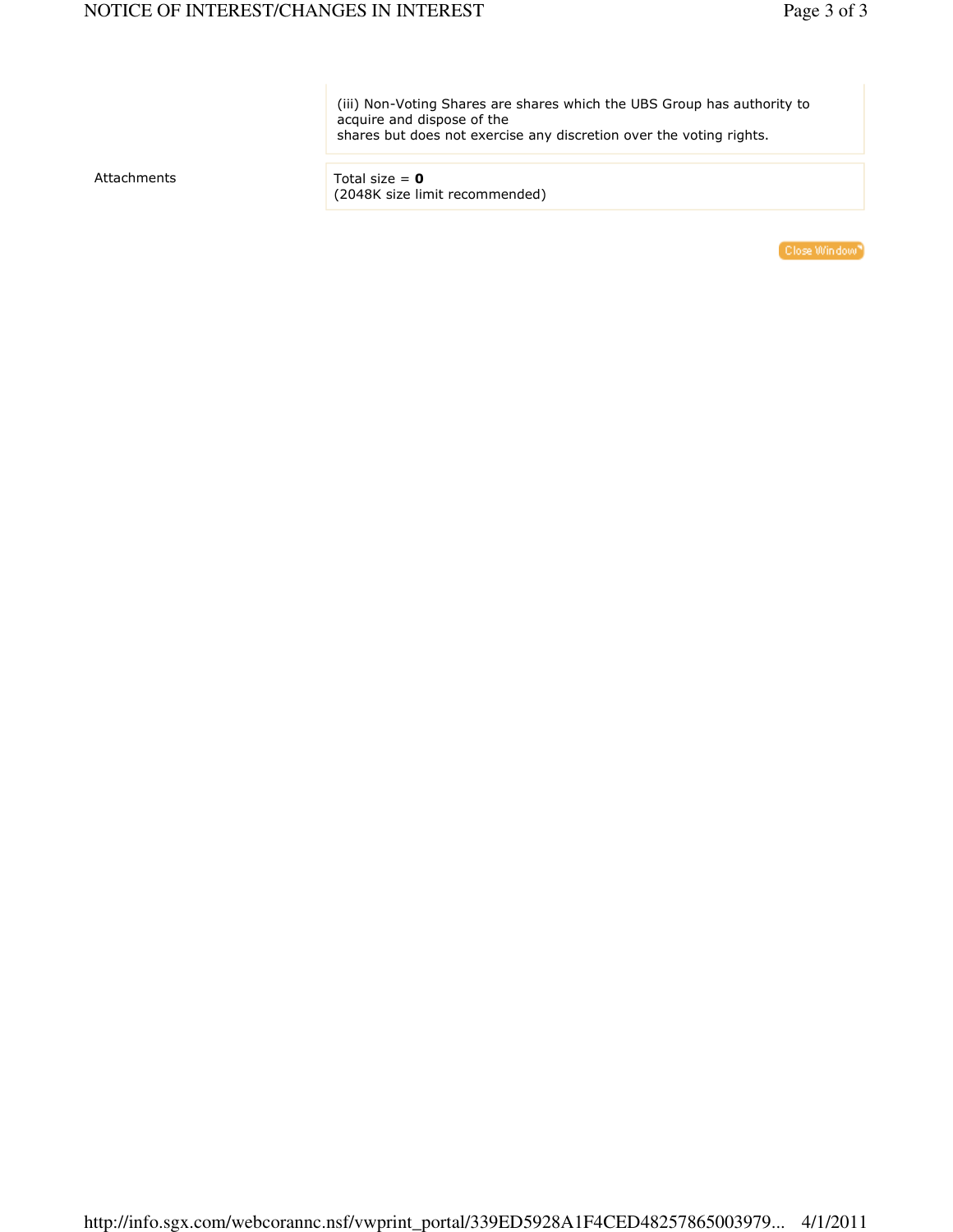| | |
|---|---|
| | (iii) Non-Voting Shares are shares which the UBS Group has authority to acquire and dispose of the shares but does not exercise any discretion over the voting rights. |
| Attachments | Total size = **0** (2048K size limit recommended) |